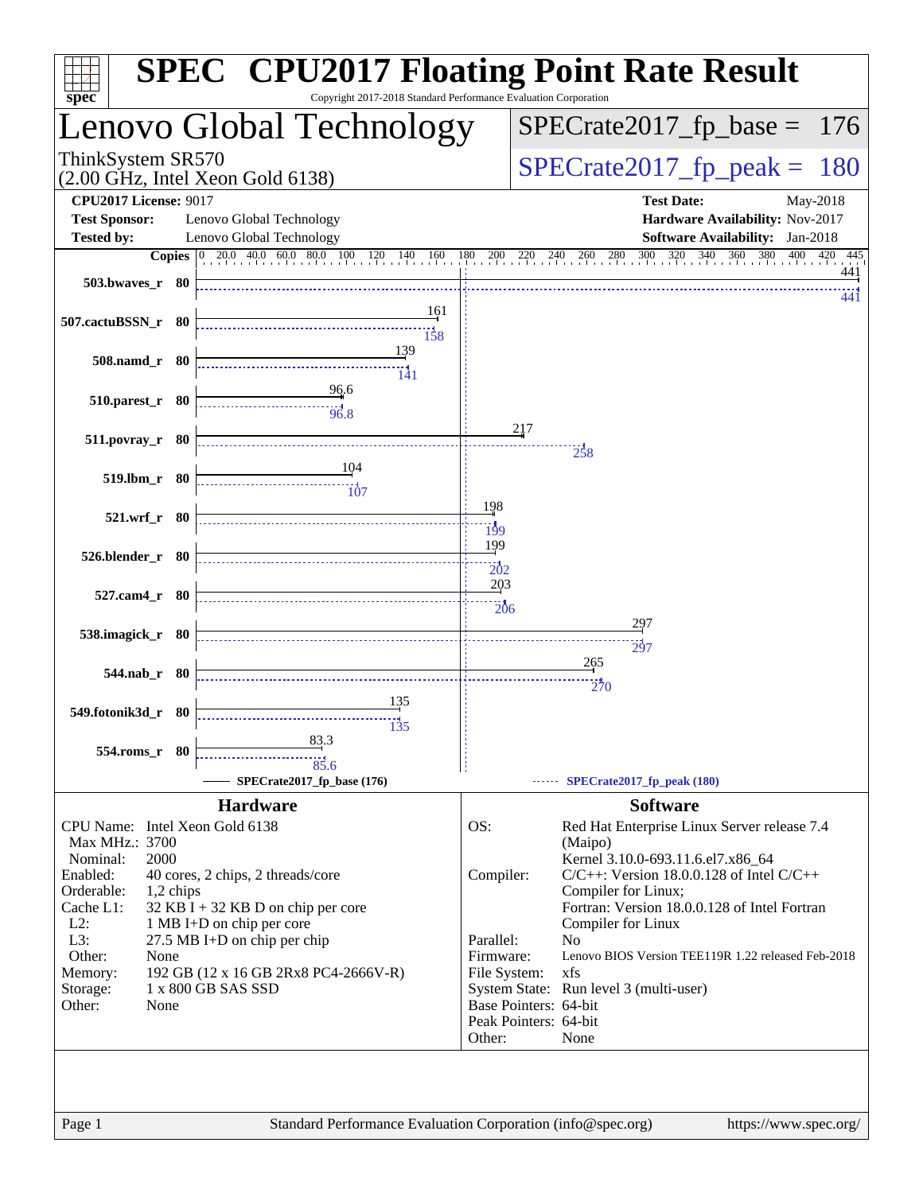# SPEC CPU2017 Floating Point Rate Result

Copyright 2017-2018 Standard Performance Evaluation Corporation

## Lenovo Global Technology

ThinkSystem SR570
(2.00 GHz, Intel Xeon Gold 6138)

SPECrate2017_fp_base = 176

SPECrate2017_fp_peak = 180

**CPU2017 License:** 9017
**Test Sponsor:** Lenovo Global Technology
**Tested by:** Lenovo Global Technology

**Test Date:** May-2018
**Hardware Availability:** Nov-2017
**Software Availability:** Jan-2018

| Benchmark | Copies | Base | Peak |
|---|---|---|---|
| 503.bwaves_r | 80 | 441 | 441 |
| 507.cactuBSSN_r | 80 | 161 | 158 |
| 508.namd_r | 80 | 139 | 141 |
| 510.parest_r | 80 | 96.6 | 96.8 |
| 511.povray_r | 80 | 217 | 258 |
| 519.lbm_r | 80 | 104 | 107 |
| 521.wrf_r | 80 | 198 | 199 |
| 526.blender_r | 80 | 199 | 202 |
| 527.cam4_r | 80 | 203 | 206 |
| 538.imagick_r | 80 | 297 | 297 |
| 544.nab_r | 80 | 265 | 270 |
| 549.fotonik3d_r | 80 | 135 | 135 |
| 554.roms_r | 80 | 83.3 | 85.6 |

SPECrate2017_fp_base (176) — SPECrate2017_fp_peak (180)

## Hardware

| | |
|---|---|
| CPU Name: | Intel Xeon Gold 6138 |
| Max MHz.: | 3700 |
| Nominal: | 2000 |
| Enabled: | 40 cores, 2 chips, 2 threads/core |
| Orderable: | 1,2 chips |
| Cache L1: | 32 KB I + 32 KB D on chip per core |
| L2: | 1 MB I+D on chip per core |
| L3: | 27.5 MB I+D on chip per chip |
| Other: | None |
| Memory: | 192 GB (12 x 16 GB 2Rx8 PC4-2666V-R) |
| Storage: | 1 x 800 GB SAS SSD |
| Other: | None |

## Software

| | |
|---|---|
| OS: | Red Hat Enterprise Linux Server release 7.4 (Maipo) Kernel 3.10.0-693.11.6.el7.x86_64 |
| Compiler: | C/C++: Version 18.0.0.128 of Intel C/C++ Compiler for Linux; Fortran: Version 18.0.0.128 of Intel Fortran Compiler for Linux |
| Parallel: | No |
| Firmware: | Lenovo BIOS Version TEE119R 1.22 released Feb-2018 |
| File System: | xfs |
| System State: | Run level 3 (multi-user) |
| Base Pointers: | 64-bit |
| Peak Pointers: | 64-bit |
| Other: | None |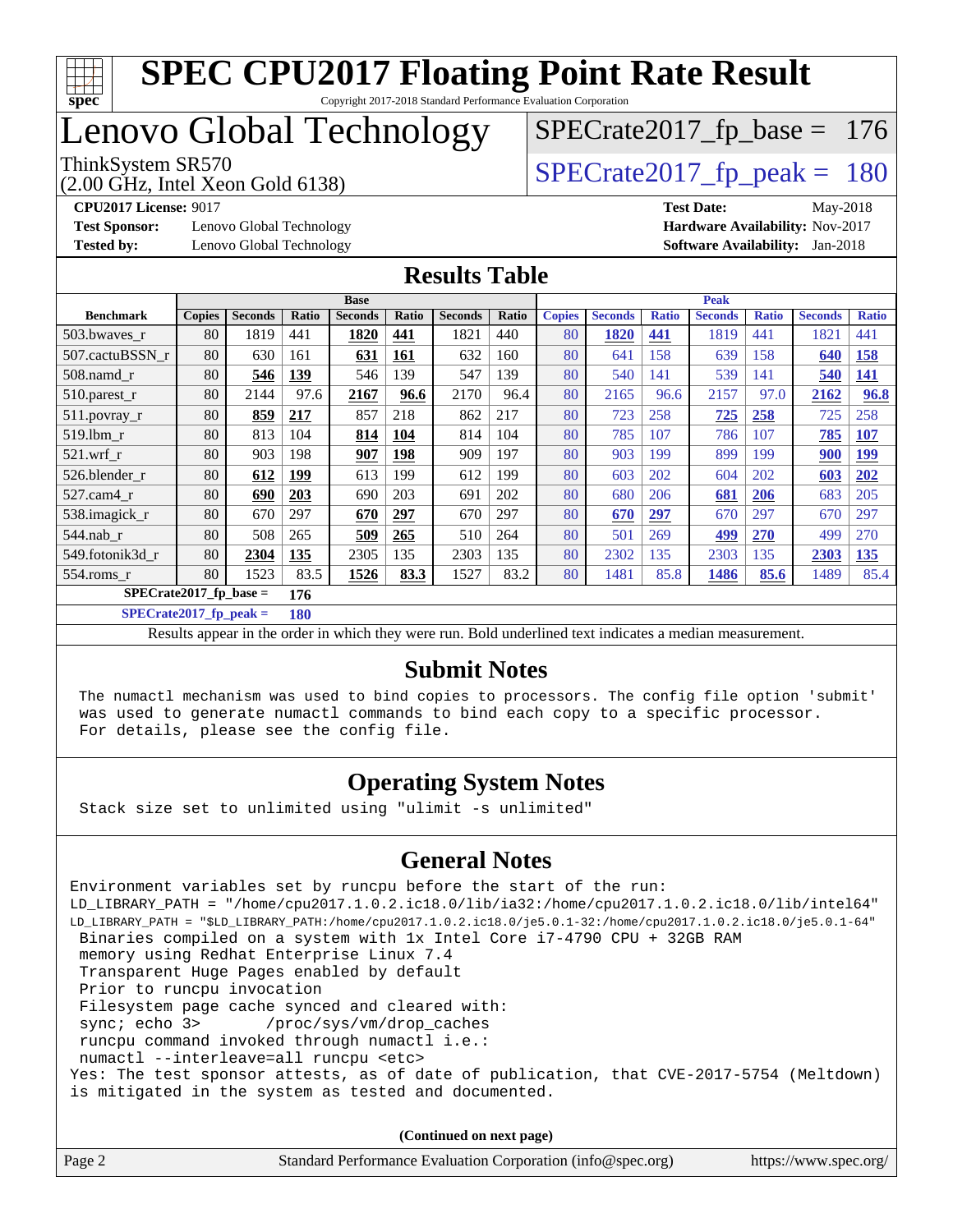# SPEC CPU2017 Floating Point Rate Result

Copyright 2017-2018 Standard Performance Evaluation Corporation

# Lenovo Global Technology

ThinkSystem SR570
(2.00 GHz, Intel Xeon Gold 6138)

SPECrate2017_fp_base = 176

SPECrate2017_fp_peak = 180

**CPU2017 License:** 9017
**Test Sponsor:** Lenovo Global Technology
**Tested by:** Lenovo Global Technology

**Test Date:** May-2018
**Hardware Availability:** Nov-2017
**Software Availability:** Jan-2018

## Results Table

| Benchmark | Base | | | | | | | Peak | | | | | | |
|---|---|---|---|---|---|---|---|---|---|---|---|---|---|---|
| | Copies | Seconds | Ratio | Seconds | Ratio | Seconds | Ratio | Copies | Seconds | Ratio | Seconds | Ratio | Seconds | Ratio |
| 503.bwaves_r | 80 | 1819 | 441 | **1820** | **441** | 1821 | 440 | 80 | **1820** | **441** | 1819 | 441 | 1821 | 441 |
| 507.cactuBSSN_r | 80 | 630 | 161 | **631** | **161** | 632 | 160 | 80 | 641 | 158 | 639 | 158 | **640** | **158** |
| 508.namd_r | 80 | **546** | **139** | 546 | 139 | 547 | 139 | 80 | 540 | 141 | 539 | 141 | **540** | **141** |
| 510.parest_r | 80 | 2144 | 97.6 | **2167** | **96.6** | 2170 | 96.4 | 80 | 2165 | 96.6 | 2157 | 97.0 | **2162** | **96.8** |
| 511.povray_r | 80 | **859** | **217** | 857 | 218 | 862 | 217 | 80 | 723 | 258 | **725** | **258** | 725 | 258 |
| 519.lbm_r | 80 | 813 | 104 | **814** | **104** | 814 | 104 | 80 | 785 | 107 | 786 | 107 | **785** | **107** |
| 521.wrf_r | 80 | 903 | 198 | **907** | **198** | 909 | 197 | 80 | 903 | 199 | 899 | 199 | **900** | **199** |
| 526.blender_r | 80 | **612** | **199** | 613 | 199 | 612 | 199 | 80 | 603 | 202 | 604 | 202 | **603** | **202** |
| 527.cam4_r | 80 | **690** | **203** | 690 | 203 | 691 | 202 | 80 | 680 | 206 | **681** | **206** | 683 | 205 |
| 538.imagick_r | 80 | 670 | 297 | **670** | **297** | 670 | 297 | 80 | **670** | **297** | 670 | 297 | 670 | 297 |
| 544.nab_r | 80 | 508 | 265 | **509** | **265** | 510 | 264 | 80 | 501 | 269 | **499** | **270** | 499 | 270 |
| 549.fotonik3d_r | 80 | **2304** | **135** | 2305 | 135 | 2303 | 135 | 80 | 2302 | 135 | 2303 | 135 | **2303** | **135** |
| 554.roms_r | 80 | 1523 | 83.5 | **1526** | **83.3** | 1527 | 83.2 | 80 | 1481 | 85.8 | **1486** | **85.6** | 1489 | 85.4 |

**SPECrate2017_fp_base = 176**

**SPECrate2017_fp_peak = 180**

Results appear in the order in which they were run. Bold underlined text indicates a median measurement.

## Submit Notes

```
The numactl mechanism was used to bind copies to processors. The config file option 'submit'
was used to generate numactl commands to bind each copy to a specific processor.
For details, please see the config file.
```

## Operating System Notes

```
Stack size set to unlimited using "ulimit -s unlimited"
```

## General Notes

```
Environment variables set by runcpu before the start of the run:
LD_LIBRARY_PATH = "/home/cpu2017.1.0.2.ic18.0/lib/ia32:/home/cpu2017.1.0.2.ic18.0/lib/intel64"
LD_LIBRARY_PATH = "$LD_LIBRARY_PATH:/home/cpu2017.1.0.2.ic18.0/je5.0.1-32:/home/cpu2017.1.0.2.ic18.0/je5.0.1-64"
 Binaries compiled on a system with 1x Intel Core i7-4790 CPU + 32GB RAM
 memory using Redhat Enterprise Linux 7.4
 Transparent Huge Pages enabled by default
 Prior to runcpu invocation
 Filesystem page cache synced and cleared with:
 sync; echo 3>       /proc/sys/vm/drop_caches
 runcpu command invoked through numactl i.e.:
 numactl --interleave=all runcpu <etc>
Yes: The test sponsor attests, as of date of publication, that CVE-2017-5754 (Meltdown)
is mitigated in the system as tested and documented.
```

**(Continued on next page)**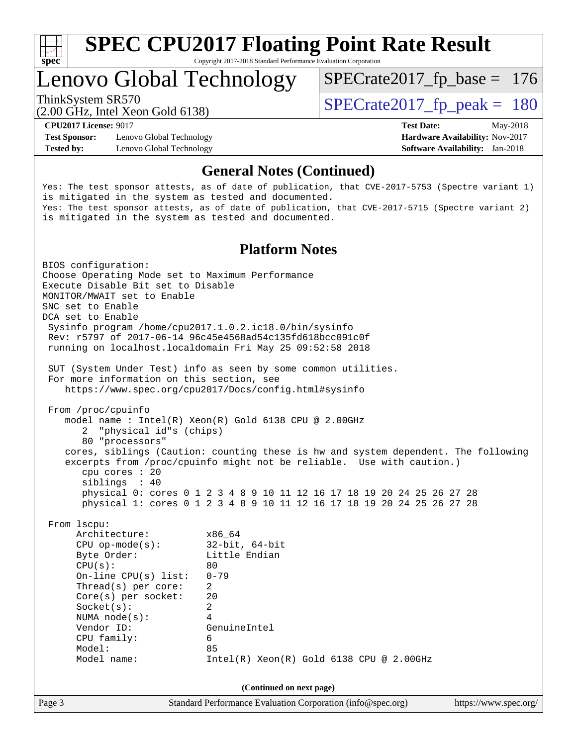## General Notes (Continued)

```
Yes: The test sponsor attests, as of date of publication, that CVE-2017-5753 (Spectre variant 1)
is mitigated in the system as tested and documented.
Yes: The test sponsor attests, as of date of publication, that CVE-2017-5715 (Spectre variant 2)
is mitigated in the system as tested and documented.
```

## Platform Notes

```
BIOS configuration:
Choose Operating Mode set to Maximum Performance
Execute Disable Bit set to Disable
MONITOR/MWAIT set to Enable
SNC set to Enable
DCA set to Enable
 Sysinfo program /home/cpu2017.1.0.2.ic18.0/bin/sysinfo
 Rev: r5797 of 2017-06-14 96c45e4568ad54c135fd618bcc091c0f
 running on localhost.localdomain Fri May 25 09:52:58 2018

 SUT (System Under Test) info as seen by some common utilities.
 For more information on this section, see
    https://www.spec.org/cpu2017/Docs/config.html#sysinfo

 From /proc/cpuinfo
    model name : Intel(R) Xeon(R) Gold 6138 CPU @ 2.00GHz
       2  "physical id"s (chips)
       80 "processors"
    cores, siblings (Caution: counting these is hw and system dependent. The following
    excerpts from /proc/cpuinfo might not be reliable.  Use with caution.)
       cpu cores : 20
       siblings  : 40
       physical 0: cores 0 1 2 3 4 8 9 10 11 12 16 17 18 19 20 24 25 26 27 28
       physical 1: cores 0 1 2 3 4 8 9 10 11 12 16 17 18 19 20 24 25 26 27 28

 From lscpu:
     Architecture:          x86_64
     CPU op-mode(s):        32-bit, 64-bit
     Byte Order:            Little Endian
     CPU(s):                80
     On-line CPU(s) list:   0-79
     Thread(s) per core:    2
     Core(s) per socket:    20
     Socket(s):             2
     NUMA node(s):          4
     Vendor ID:             GenuineIntel
     CPU family:            6
     Model:                 85
     Model name:            Intel(R) Xeon(R) Gold 6138 CPU @ 2.00GHz
```

**(Continued on next page)**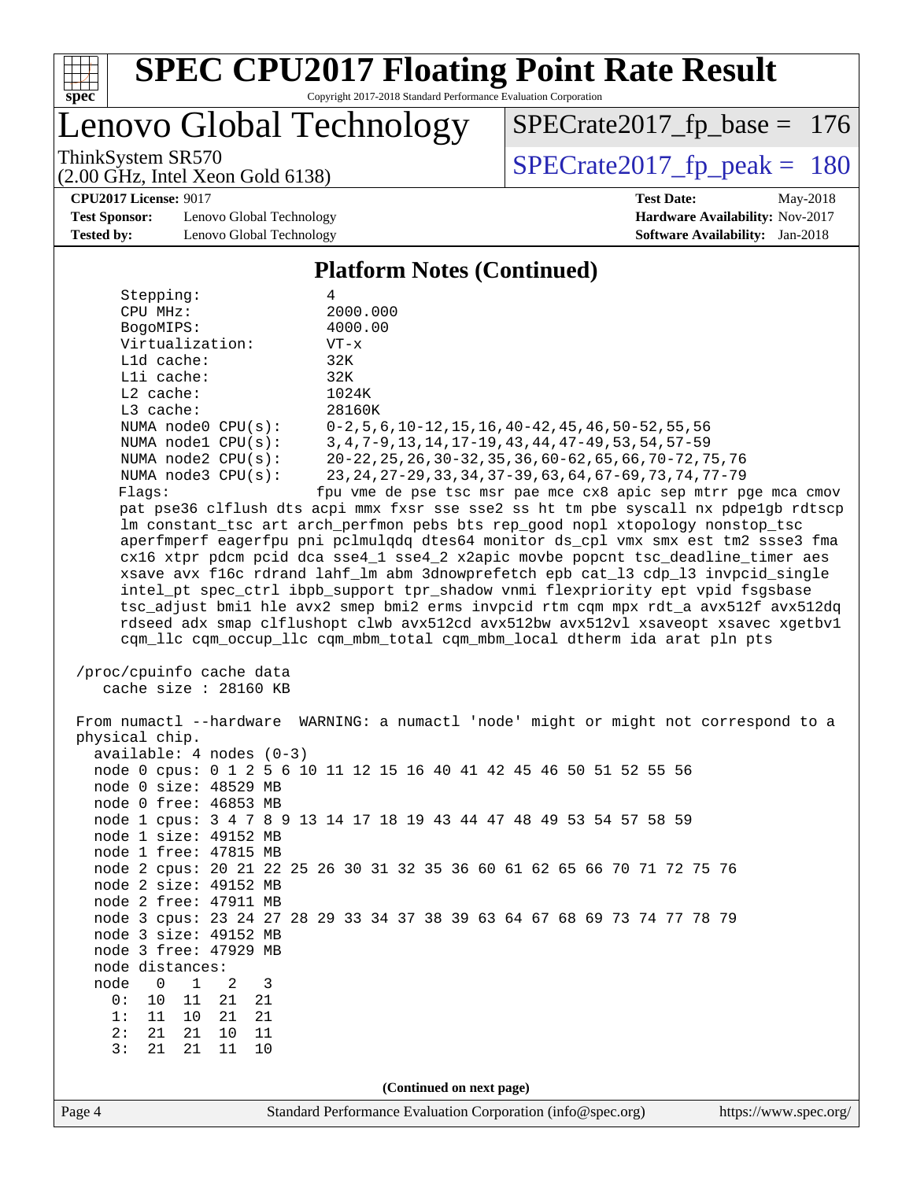# SPEC CPU2017 Floating Point Rate Result

Copyright 2017-2018 Standard Performance Evaluation Corporation

**Lenovo Global Technology**

ThinkSystem SR570
(2.00 GHz, Intel Xeon Gold 6138)

SPECrate2017_fp_base = 176

SPECrate2017_fp_peak = 180

| | | | |
|---|---|---|---|
| **CPU2017 License:** | 9017 | **Test Date:** | May-2018 |
| **Test Sponsor:** | Lenovo Global Technology | **Hardware Availability:** | Nov-2017 |
| **Tested by:** | Lenovo Global Technology | **Software Availability:** | Jan-2018 |

## Platform Notes (Continued)

```
      Stepping:              4
      CPU MHz:               2000.000
      BogoMIPS:              4000.00
      Virtualization:        VT-x
      L1d cache:             32K
      L1i cache:             32K
      L2 cache:              1024K
      L3 cache:              28160K
      NUMA node0 CPU(s):     0-2,5,6,10-12,15,16,40-42,45,46,50-52,55,56
      NUMA node1 CPU(s):     3,4,7-9,13,14,17-19,43,44,47-49,53,54,57-59
      NUMA node2 CPU(s):     20-22,25,26,30-32,35,36,60-62,65,66,70-72,75,76
      NUMA node3 CPU(s):     23,24,27-29,33,34,37-39,63,64,67-69,73,74,77-79
      Flags:                 fpu vme de pse tsc msr pae mce cx8 apic sep mtrr pge mca cmov
      pat pse36 clflush dts acpi mmx fxsr sse sse2 ss ht tm pbe syscall nx pdpe1gb rdtscp
      lm constant_tsc art arch_perfmon pebs bts rep_good nopl xtopology nonstop_tsc
      aperfmperf eagerfpu pni pclmulqdq dtes64 monitor ds_cpl vmx smx est tm2 ssse3 fma
      cx16 xtpr pdcm pcid dca sse4_1 sse4_2 x2apic movbe popcnt tsc_deadline_timer aes
      xsave avx f16c rdrand lahf_lm abm 3dnowprefetch epb cat_l3 cdp_l3 invpcid_single
      intel_pt spec_ctrl ibpb_support tpr_shadow vnmi flexpriority ept vpid fsgsbase
      tsc_adjust bmi1 hle avx2 smep bmi2 erms invpcid rtm cqm mpx rdt_a avx512f avx512dq
      rdseed adx smap clflushopt clwb avx512cd avx512bw avx512vl xsaveopt xsavec xgetbv1
      cqm_llc cqm_occup_llc cqm_mbm_total cqm_mbm_local dtherm ida arat pln pts

 /proc/cpuinfo cache data
    cache size : 28160 KB

 From numactl --hardware  WARNING: a numactl 'node' might or might not correspond to a
 physical chip.
   available: 4 nodes (0-3)
   node 0 cpus: 0 1 2 5 6 10 11 12 15 16 40 41 42 45 46 50 51 52 55 56
   node 0 size: 48529 MB
   node 0 free: 46853 MB
   node 1 cpus: 3 4 7 8 9 13 14 17 18 19 43 44 47 48 49 53 54 57 58 59
   node 1 size: 49152 MB
   node 1 free: 47815 MB
   node 2 cpus: 20 21 22 25 26 30 31 32 35 36 60 61 62 65 66 70 71 72 75 76
   node 2 size: 49152 MB
   node 2 free: 47911 MB
   node 3 cpus: 23 24 27 28 29 33 34 37 38 39 63 64 67 68 69 73 74 77 78 79
   node 3 size: 49152 MB
   node 3 free: 47929 MB
   node distances:
   node   0   1   2   3
     0:  10  11  21  21
     1:  11  10  21  21
     2:  21  21  10  11
     3:  21  21  11  10
```

**(Continued on next page)**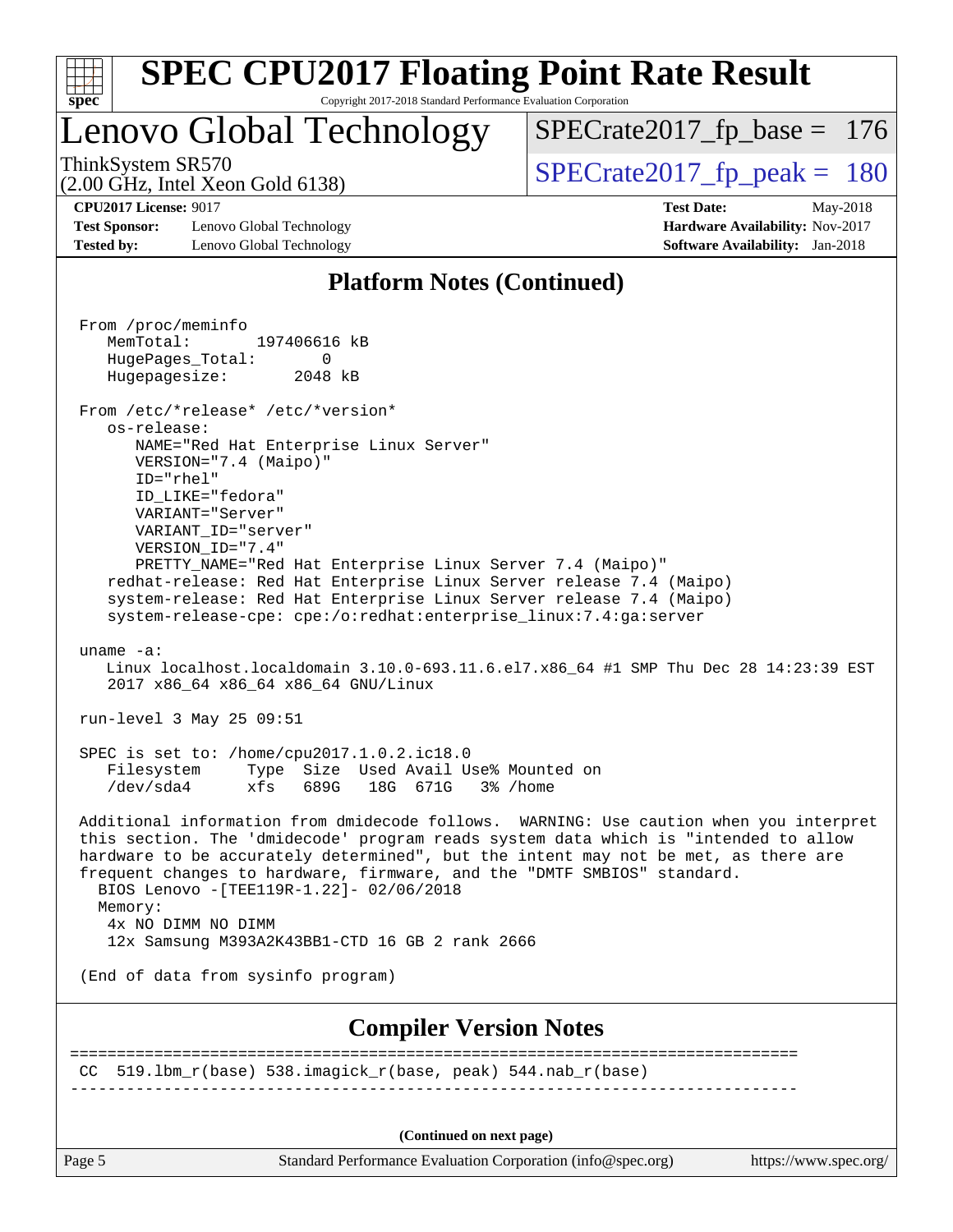# SPEC CPU2017 Floating Point Rate Result

Copyright 2017-2018 Standard Performance Evaluation Corporation

## Lenovo Global Technology

ThinkSystem SR570
(2.00 GHz, Intel Xeon Gold 6138)

SPECrate2017_fp_base = 176

SPECrate2017_fp_peak = 180

**CPU2017 License:** 9017
**Test Sponsor:** Lenovo Global Technology
**Tested by:** Lenovo Global Technology

**Test Date:** May-2018
**Hardware Availability:** Nov-2017
**Software Availability:** Jan-2018

### Platform Notes (Continued)

```
From /proc/meminfo
   MemTotal:       197406616 kB
   HugePages_Total:       0
   Hugepagesize:       2048 kB

From /etc/*release* /etc/*version*
   os-release:
      NAME="Red Hat Enterprise Linux Server"
      VERSION="7.4 (Maipo)"
      ID="rhel"
      ID_LIKE="fedora"
      VARIANT="Server"
      VARIANT_ID="server"
      VERSION_ID="7.4"
      PRETTY_NAME="Red Hat Enterprise Linux Server 7.4 (Maipo)"
   redhat-release: Red Hat Enterprise Linux Server release 7.4 (Maipo)
   system-release: Red Hat Enterprise Linux Server release 7.4 (Maipo)
   system-release-cpe: cpe:/o:redhat:enterprise_linux:7.4:ga:server

uname -a:
   Linux localhost.localdomain 3.10.0-693.11.6.el7.x86_64 #1 SMP Thu Dec 28 14:23:39 EST
   2017 x86_64 x86_64 x86_64 GNU/Linux

run-level 3 May 25 09:51

SPEC is set to: /home/cpu2017.1.0.2.ic18.0
   Filesystem     Type  Size  Used Avail Use% Mounted on
   /dev/sda4      xfs   689G   18G  671G   3% /home

Additional information from dmidecode follows.  WARNING: Use caution when you interpret
this section. The 'dmidecode' program reads system data which is "intended to allow
hardware to be accurately determined", but the intent may not be met, as there are
frequent changes to hardware, firmware, and the "DMTF SMBIOS" standard.
  BIOS Lenovo -[TEE119R-1.22]- 02/06/2018
  Memory:
    4x NO DIMM NO DIMM
    12x Samsung M393A2K43BB1-CTD 16 GB 2 rank 2666

(End of data from sysinfo program)
```

### Compiler Version Notes

```
==============================================================================
 CC  519.lbm_r(base) 538.imagick_r(base, peak) 544.nab_r(base)
------------------------------------------------------------------------------
```

(Continued on next page)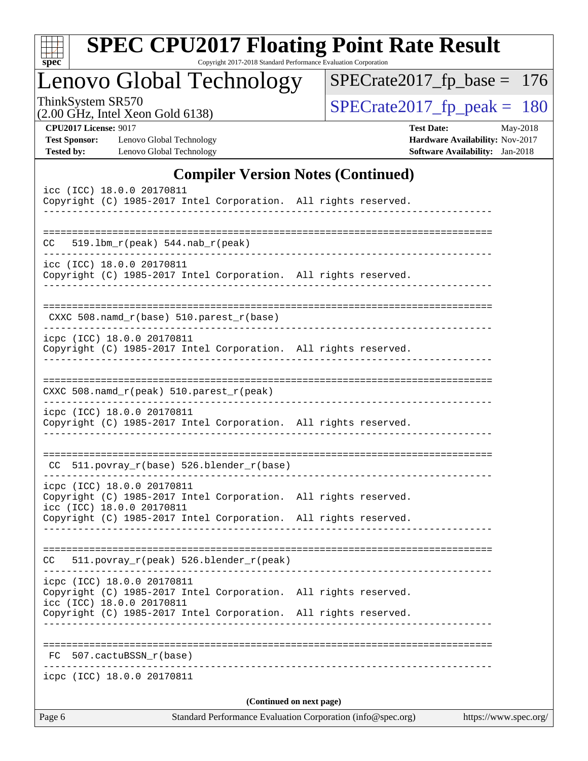## Compiler Version Notes (Continued)

```
icc (ICC) 18.0.0 20170811
Copyright (C) 1985-2017 Intel Corporation.  All rights reserved.
------------------------------------------------------------------------------

==============================================================================
CC   519.lbm_r(peak) 544.nab_r(peak)
------------------------------------------------------------------------------
icc (ICC) 18.0.0 20170811
Copyright (C) 1985-2017 Intel Corporation.  All rights reserved.
------------------------------------------------------------------------------

==============================================================================
 CXXC 508.namd_r(base) 510.parest_r(base)
------------------------------------------------------------------------------
icpc (ICC) 18.0.0 20170811
Copyright (C) 1985-2017 Intel Corporation.  All rights reserved.
------------------------------------------------------------------------------

==============================================================================
CXXC 508.namd_r(peak) 510.parest_r(peak)
------------------------------------------------------------------------------
icpc (ICC) 18.0.0 20170811
Copyright (C) 1985-2017 Intel Corporation.  All rights reserved.
------------------------------------------------------------------------------

==============================================================================
 CC  511.povray_r(base) 526.blender_r(base)
------------------------------------------------------------------------------
icpc (ICC) 18.0.0 20170811
Copyright (C) 1985-2017 Intel Corporation.  All rights reserved.
icc (ICC) 18.0.0 20170811
Copyright (C) 1985-2017 Intel Corporation.  All rights reserved.
------------------------------------------------------------------------------

==============================================================================
CC   511.povray_r(peak) 526.blender_r(peak)
------------------------------------------------------------------------------
icpc (ICC) 18.0.0 20170811
Copyright (C) 1985-2017 Intel Corporation.  All rights reserved.
icc (ICC) 18.0.0 20170811
Copyright (C) 1985-2017 Intel Corporation.  All rights reserved.
------------------------------------------------------------------------------

==============================================================================
 FC  507.cactuBSSN_r(base)
------------------------------------------------------------------------------
icpc (ICC) 18.0.0 20170811
```

(Continued on next page)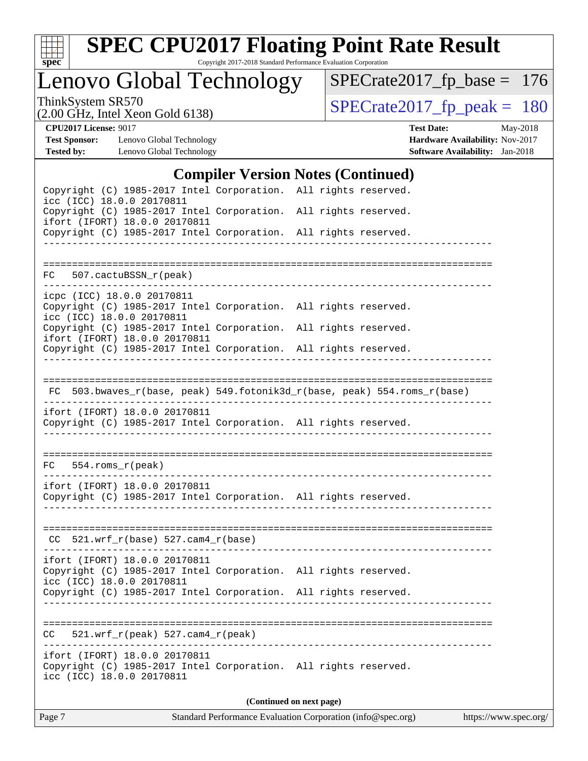## Compiler Version Notes (Continued)

```
Copyright (C) 1985-2017 Intel Corporation.  All rights reserved.
icc (ICC) 18.0.0 20170811
Copyright (C) 1985-2017 Intel Corporation.  All rights reserved.
ifort (IFORT) 18.0.0 20170811
Copyright (C) 1985-2017 Intel Corporation.  All rights reserved.
------------------------------------------------------------------------------

==============================================================================
FC   507.cactuBSSN_r(peak)
------------------------------------------------------------------------------
icpc (ICC) 18.0.0 20170811
Copyright (C) 1985-2017 Intel Corporation.  All rights reserved.
icc (ICC) 18.0.0 20170811
Copyright (C) 1985-2017 Intel Corporation.  All rights reserved.
ifort (IFORT) 18.0.0 20170811
Copyright (C) 1985-2017 Intel Corporation.  All rights reserved.
------------------------------------------------------------------------------

==============================================================================
 FC  503.bwaves_r(base, peak) 549.fotonik3d_r(base, peak) 554.roms_r(base)
------------------------------------------------------------------------------
ifort (IFORT) 18.0.0 20170811
Copyright (C) 1985-2017 Intel Corporation.  All rights reserved.
------------------------------------------------------------------------------

==============================================================================
FC   554.roms_r(peak)
------------------------------------------------------------------------------
ifort (IFORT) 18.0.0 20170811
Copyright (C) 1985-2017 Intel Corporation.  All rights reserved.
------------------------------------------------------------------------------

==============================================================================
 CC  521.wrf_r(base) 527.cam4_r(base)
------------------------------------------------------------------------------
ifort (IFORT) 18.0.0 20170811
Copyright (C) 1985-2017 Intel Corporation.  All rights reserved.
icc (ICC) 18.0.0 20170811
Copyright (C) 1985-2017 Intel Corporation.  All rights reserved.
------------------------------------------------------------------------------

==============================================================================
CC   521.wrf_r(peak) 527.cam4_r(peak)
------------------------------------------------------------------------------
ifort (IFORT) 18.0.0 20170811
Copyright (C) 1985-2017 Intel Corporation.  All rights reserved.
icc (ICC) 18.0.0 20170811
```

(Continued on next page)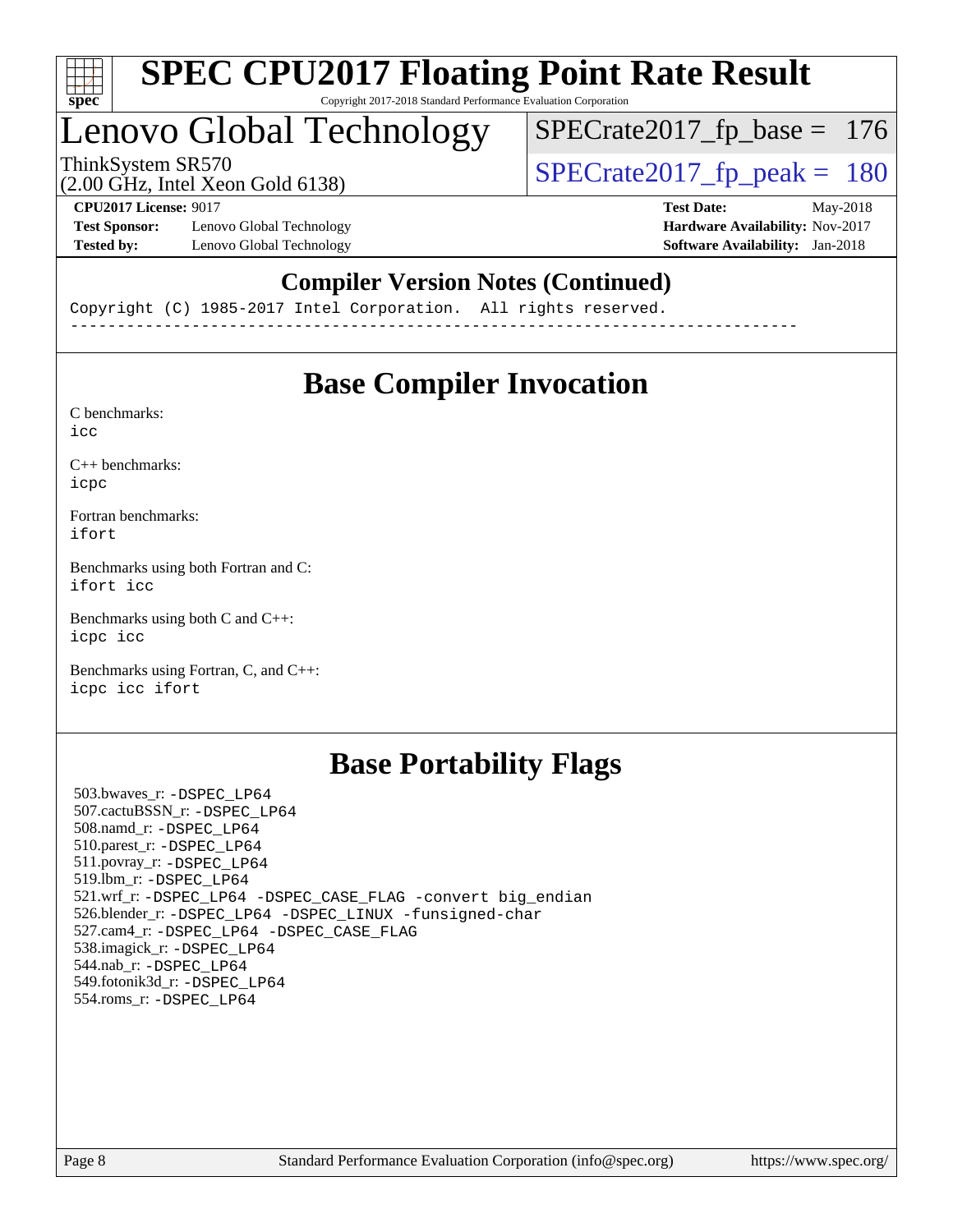## Compiler Version Notes (Continued)

```
Copyright (C) 1985-2017 Intel Corporation.  All rights reserved.
------------------------------------------------------------------------------
```

## Base Compiler Invocation

C benchmarks:
icc

C++ benchmarks:
icpc

Fortran benchmarks:
ifort

Benchmarks using both Fortran and C:
ifort icc

Benchmarks using both C and C++:
icpc icc

Benchmarks using Fortran, C, and C++:
icpc icc ifort

## Base Portability Flags

503.bwaves_r: -DSPEC_LP64
507.cactuBSSN_r: -DSPEC_LP64
508.namd_r: -DSPEC_LP64
510.parest_r: -DSPEC_LP64
511.povray_r: -DSPEC_LP64
519.lbm_r: -DSPEC_LP64
521.wrf_r: -DSPEC_LP64 -DSPEC_CASE_FLAG -convert big_endian
526.blender_r: -DSPEC_LP64 -DSPEC_LINUX -funsigned-char
527.cam4_r: -DSPEC_LP64 -DSPEC_CASE_FLAG
538.imagick_r: -DSPEC_LP64
544.nab_r: -DSPEC_LP64
549.fotonik3d_r: -DSPEC_LP64
554.roms_r: -DSPEC_LP64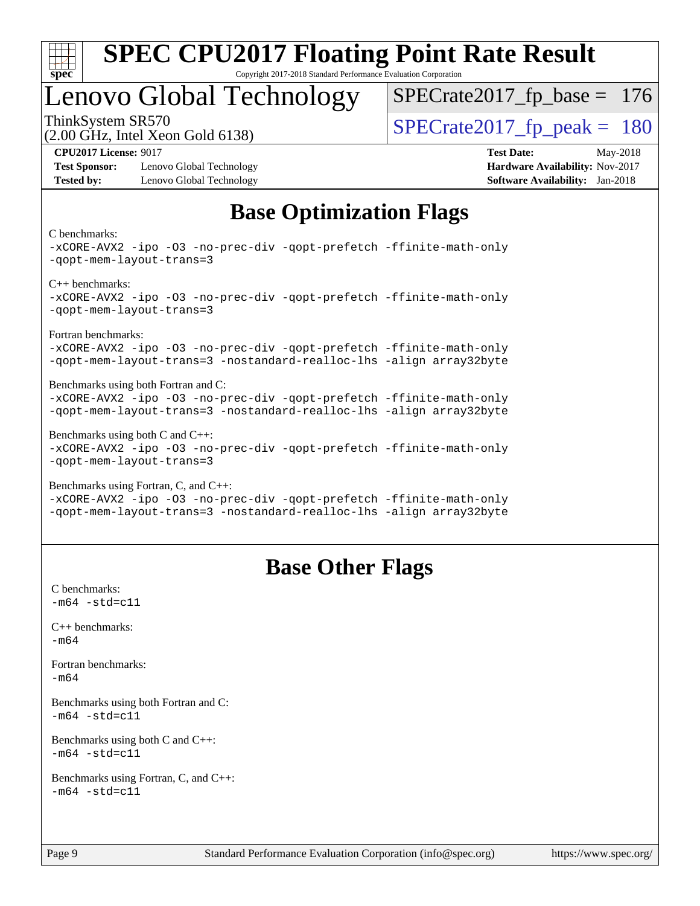## Base Optimization Flags

C benchmarks:
```
-xCORE-AVX2 -ipo -O3 -no-prec-div -qopt-prefetch -ffinite-math-only
-qopt-mem-layout-trans=3
```

C++ benchmarks:
```
-xCORE-AVX2 -ipo -O3 -no-prec-div -qopt-prefetch -ffinite-math-only
-qopt-mem-layout-trans=3
```

Fortran benchmarks:
```
-xCORE-AVX2 -ipo -O3 -no-prec-div -qopt-prefetch -ffinite-math-only
-qopt-mem-layout-trans=3 -nostandard-realloc-lhs -align array32byte
```

Benchmarks using both Fortran and C:
```
-xCORE-AVX2 -ipo -O3 -no-prec-div -qopt-prefetch -ffinite-math-only
-qopt-mem-layout-trans=3 -nostandard-realloc-lhs -align array32byte
```

Benchmarks using both C and C++:
```
-xCORE-AVX2 -ipo -O3 -no-prec-div -qopt-prefetch -ffinite-math-only
-qopt-mem-layout-trans=3
```

Benchmarks using Fortran, C, and C++:
```
-xCORE-AVX2 -ipo -O3 -no-prec-div -qopt-prefetch -ffinite-math-only
-qopt-mem-layout-trans=3 -nostandard-realloc-lhs -align array32byte
```

## Base Other Flags

C benchmarks:
```
-m64 -std=c11
```

C++ benchmarks:
```
-m64
```

Fortran benchmarks:
```
-m64
```

Benchmarks using both Fortran and C:
```
-m64 -std=c11
```

Benchmarks using both C and C++:
```
-m64 -std=c11
```

Benchmarks using Fortran, C, and C++:
```
-m64 -std=c11
```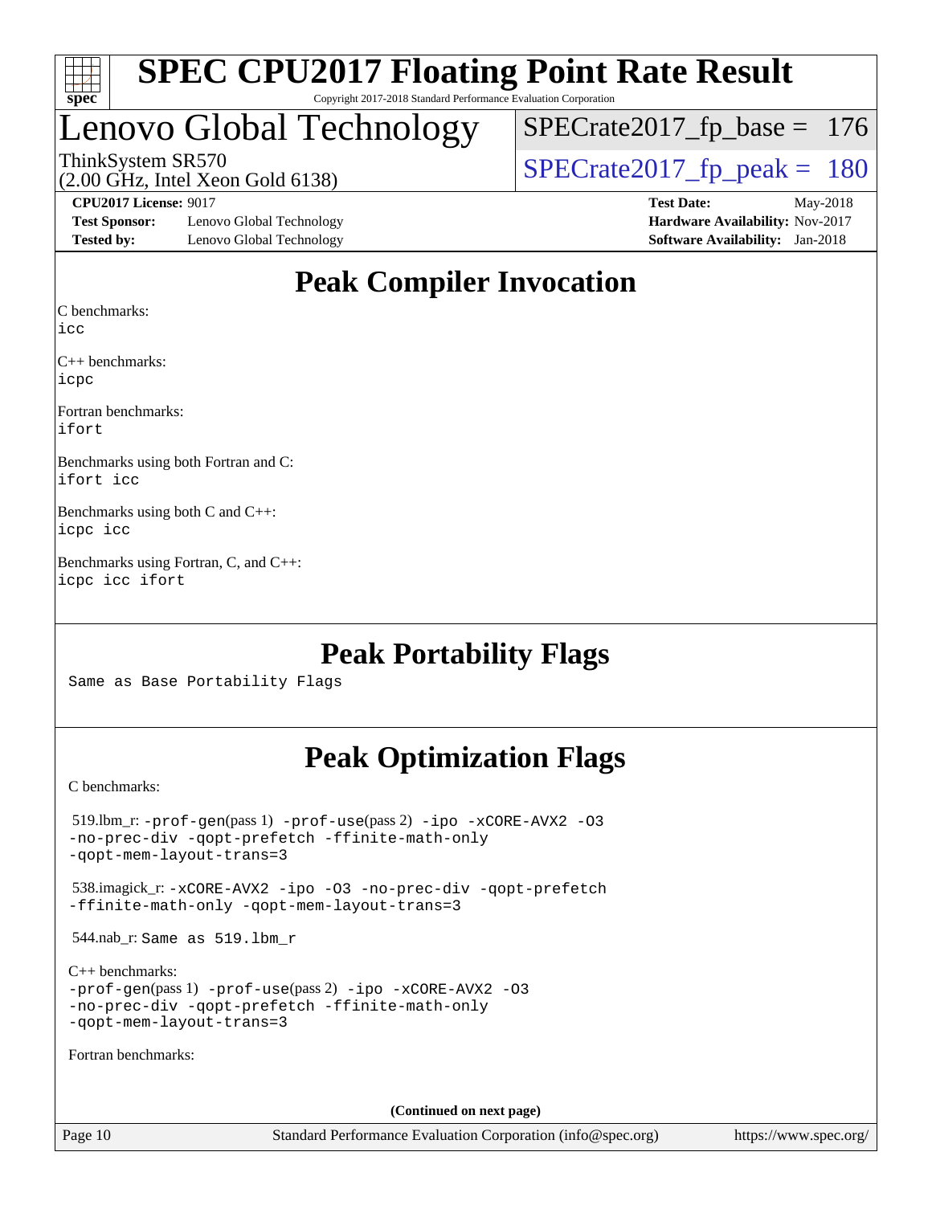# Peak Compiler Invocation

C benchmarks:
icc

C++ benchmarks:
icpc

Fortran benchmarks:
ifort

Benchmarks using both Fortran and C:
ifort icc

Benchmarks using both C and C++:
icpc icc

Benchmarks using Fortran, C, and C++:
icpc icc ifort

# Peak Portability Flags

Same as Base Portability Flags

# Peak Optimization Flags

C benchmarks:

519.lbm_r: -prof-gen(pass 1) -prof-use(pass 2) -ipo -xCORE-AVX2 -O3 -no-prec-div -qopt-prefetch -ffinite-math-only -qopt-mem-layout-trans=3

538.imagick_r: -xCORE-AVX2 -ipo -O3 -no-prec-div -qopt-prefetch -ffinite-math-only -qopt-mem-layout-trans=3

544.nab_r: Same as 519.lbm_r

C++ benchmarks:
-prof-gen(pass 1) -prof-use(pass 2) -ipo -xCORE-AVX2 -O3 -no-prec-div -qopt-prefetch -ffinite-math-only -qopt-mem-layout-trans=3

Fortran benchmarks:

(Continued on next page)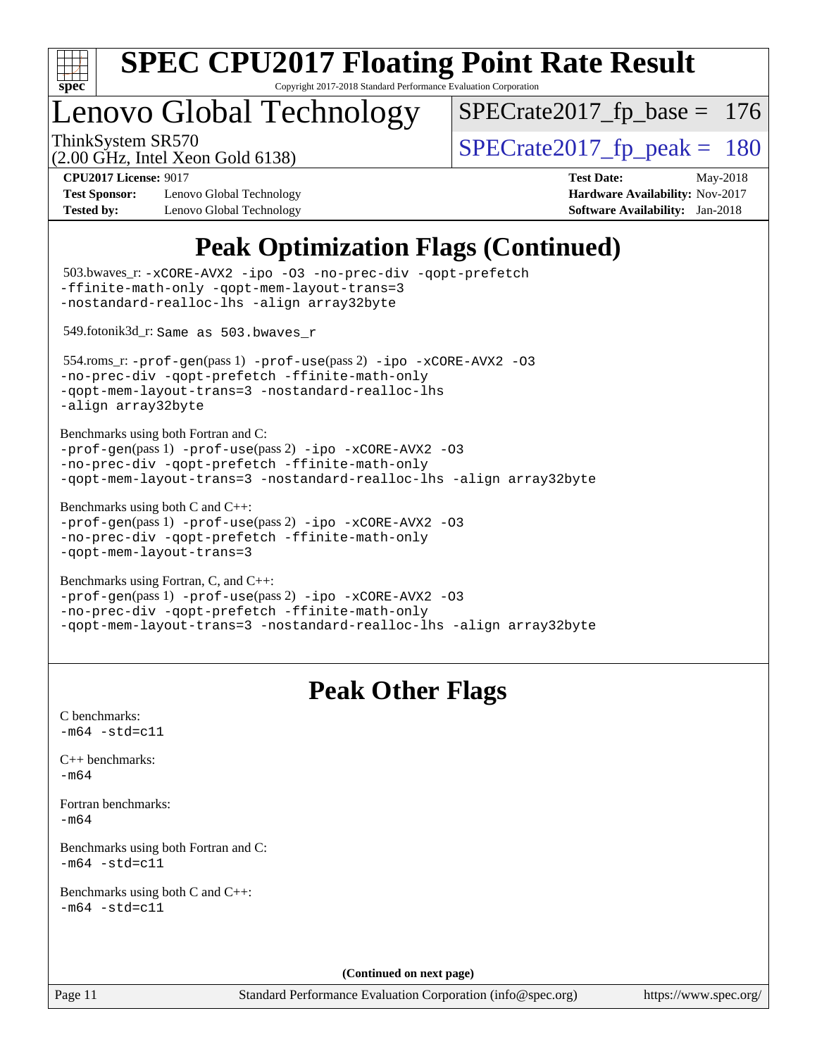# SPEC CPU2017 Floating Point Rate Result

Copyright 2017-2018 Standard Performance Evaluation Corporation

# Lenovo Global Technology

ThinkSystem SR570
(2.00 GHz, Intel Xeon Gold 6138)

SPECrate2017_fp_base = 176

SPECrate2017_fp_peak = 180

**CPU2017 License:** 9017
**Test Sponsor:** Lenovo Global Technology
**Tested by:** Lenovo Global Technology

**Test Date:** May-2018
**Hardware Availability:** Nov-2017
**Software Availability:** Jan-2018

## Peak Optimization Flags (Continued)

503.bwaves_r: `-xCORE-AVX2 -ipo -O3 -no-prec-div -qopt-prefetch -ffinite-math-only -qopt-mem-layout-trans=3 -nostandard-realloc-lhs -align array32byte`

549.fotonik3d_r: `Same as 503.bwaves_r`

554.roms_r: `-prof-gen`(pass 1) `-prof-use`(pass 2) `-ipo -xCORE-AVX2 -O3 -no-prec-div -qopt-prefetch -ffinite-math-only -qopt-mem-layout-trans=3 -nostandard-realloc-lhs -align array32byte`

Benchmarks using both Fortran and C:
`-prof-gen`(pass 1) `-prof-use`(pass 2) `-ipo -xCORE-AVX2 -O3 -no-prec-div -qopt-prefetch -ffinite-math-only -qopt-mem-layout-trans=3 -nostandard-realloc-lhs -align array32byte`

Benchmarks using both C and C++:
`-prof-gen`(pass 1) `-prof-use`(pass 2) `-ipo -xCORE-AVX2 -O3 -no-prec-div -qopt-prefetch -ffinite-math-only -qopt-mem-layout-trans=3`

Benchmarks using Fortran, C, and C++:
`-prof-gen`(pass 1) `-prof-use`(pass 2) `-ipo -xCORE-AVX2 -O3 -no-prec-div -qopt-prefetch -ffinite-math-only -qopt-mem-layout-trans=3 -nostandard-realloc-lhs -align array32byte`

## Peak Other Flags

C benchmarks:
`-m64 -std=c11`

C++ benchmarks:
`-m64`

Fortran benchmarks:
`-m64`

Benchmarks using both Fortran and C:
`-m64 -std=c11`

Benchmarks using both C and C++:
`-m64 -std=c11`

**(Continued on next page)**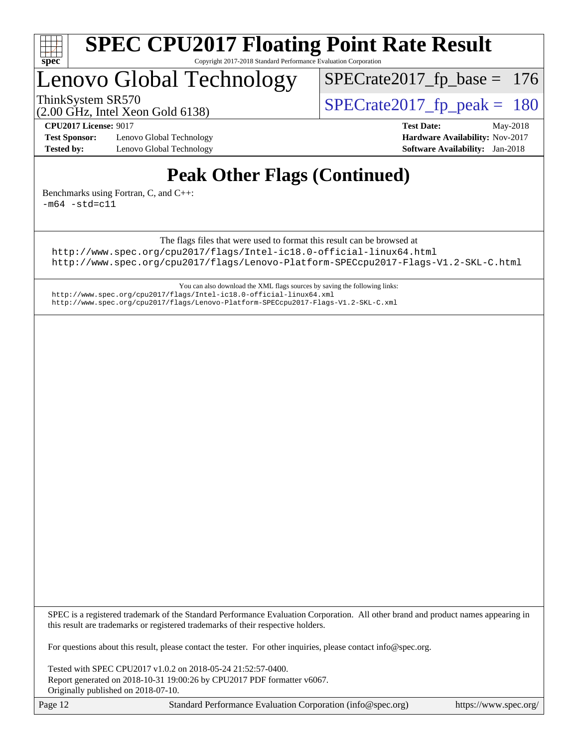# Peak Other Flags (Continued)

Benchmarks using Fortran, C, and C++:
-m64 -std=c11

The flags files that were used to format this result can be browsed at
http://www.spec.org/cpu2017/flags/Intel-ic18.0-official-linux64.html
http://www.spec.org/cpu2017/flags/Lenovo-Platform-SPECcpu2017-Flags-V1.2-SKL-C.html

You can also download the XML flags sources by saving the following links:
http://www.spec.org/cpu2017/flags/Intel-ic18.0-official-linux64.xml
http://www.spec.org/cpu2017/flags/Lenovo-Platform-SPECcpu2017-Flags-V1.2-SKL-C.xml

SPEC is a registered trademark of the Standard Performance Evaluation Corporation. All other brand and product names appearing in this result are trademarks or registered trademarks of their respective holders.

For questions about this result, please contact the tester. For other inquiries, please contact info@spec.org.

Tested with SPEC CPU2017 v1.0.2 on 2018-05-24 21:52:57-0400.
Report generated on 2018-10-31 19:00:26 by CPU2017 PDF formatter v6067.
Originally published on 2018-07-10.